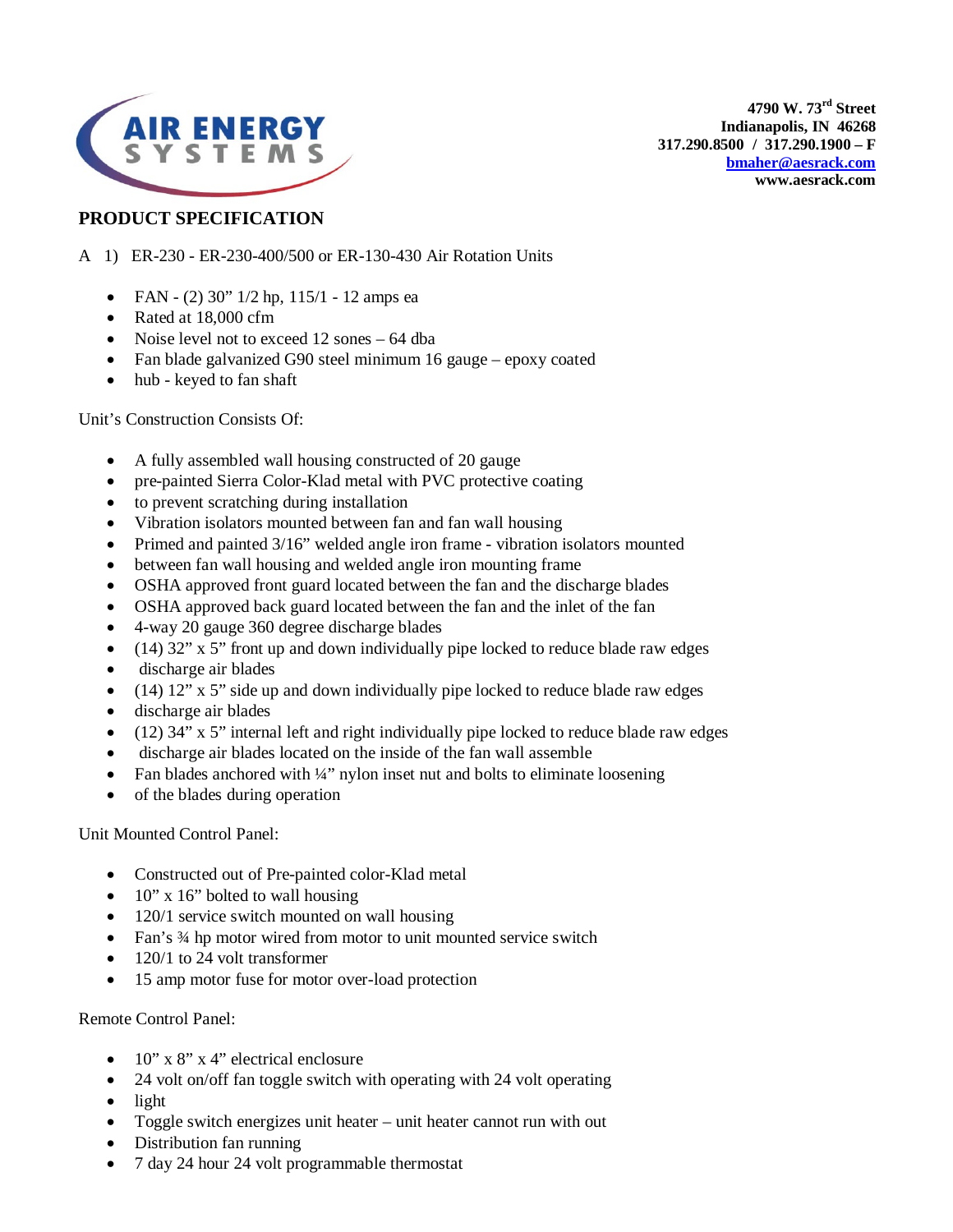AIR ENERGY SYSTEMS

**4790 W. 73rd Street**
**Indianapolis, IN 46268**
**317.290.8500 / 317.290.1900 – F**
**bmaher@aesrack.com**
**www.aesrack.com**

## PRODUCT SPECIFICATION

A 1) ER-230 - ER-230-400/500 or ER-130-430 Air Rotation Units

- FAN - (2) 30" 1/2 hp, 115/1 - 12 amps ea
- Rated at 18,000 cfm
- Noise level not to exceed 12 sones – 64 dba
- Fan blade galvanized G90 steel minimum 16 gauge – epoxy coated
- hub - keyed to fan shaft

Unit's Construction Consists Of:

- A fully assembled wall housing constructed of 20 gauge
- pre-painted Sierra Color-Klad metal with PVC protective coating
- to prevent scratching during installation
- Vibration isolators mounted between fan and fan wall housing
- Primed and painted 3/16" welded angle iron frame - vibration isolators mounted
- between fan wall housing and welded angle iron mounting frame
- OSHA approved front guard located between the fan and the discharge blades
- OSHA approved back guard located between the fan and the inlet of the fan
- 4-way 20 gauge 360 degree discharge blades
- (14) 32" x 5" front up and down individually pipe locked to reduce blade raw edges
- discharge air blades
- (14) 12" x 5" side up and down individually pipe locked to reduce blade raw edges
- discharge air blades
- (12) 34" x 5" internal left and right individually pipe locked to reduce blade raw edges
- discharge air blades located on the inside of the fan wall assemble
- Fan blades anchored with ¼" nylon inset nut and bolts to eliminate loosening
- of the blades during operation

Unit Mounted Control Panel:

- Constructed out of Pre-painted color-Klad metal
- 10" x 16" bolted to wall housing
- 120/1 service switch mounted on wall housing
- Fan's ¾ hp motor wired from motor to unit mounted service switch
- 120/1 to 24 volt transformer
- 15 amp motor fuse for motor over-load protection

Remote Control Panel:

- 10" x 8" x 4" electrical enclosure
- 24 volt on/off fan toggle switch with operating with 24 volt operating
- light
- Toggle switch energizes unit heater – unit heater cannot run with out
- Distribution fan running
- 7 day 24 hour 24 volt programmable thermostat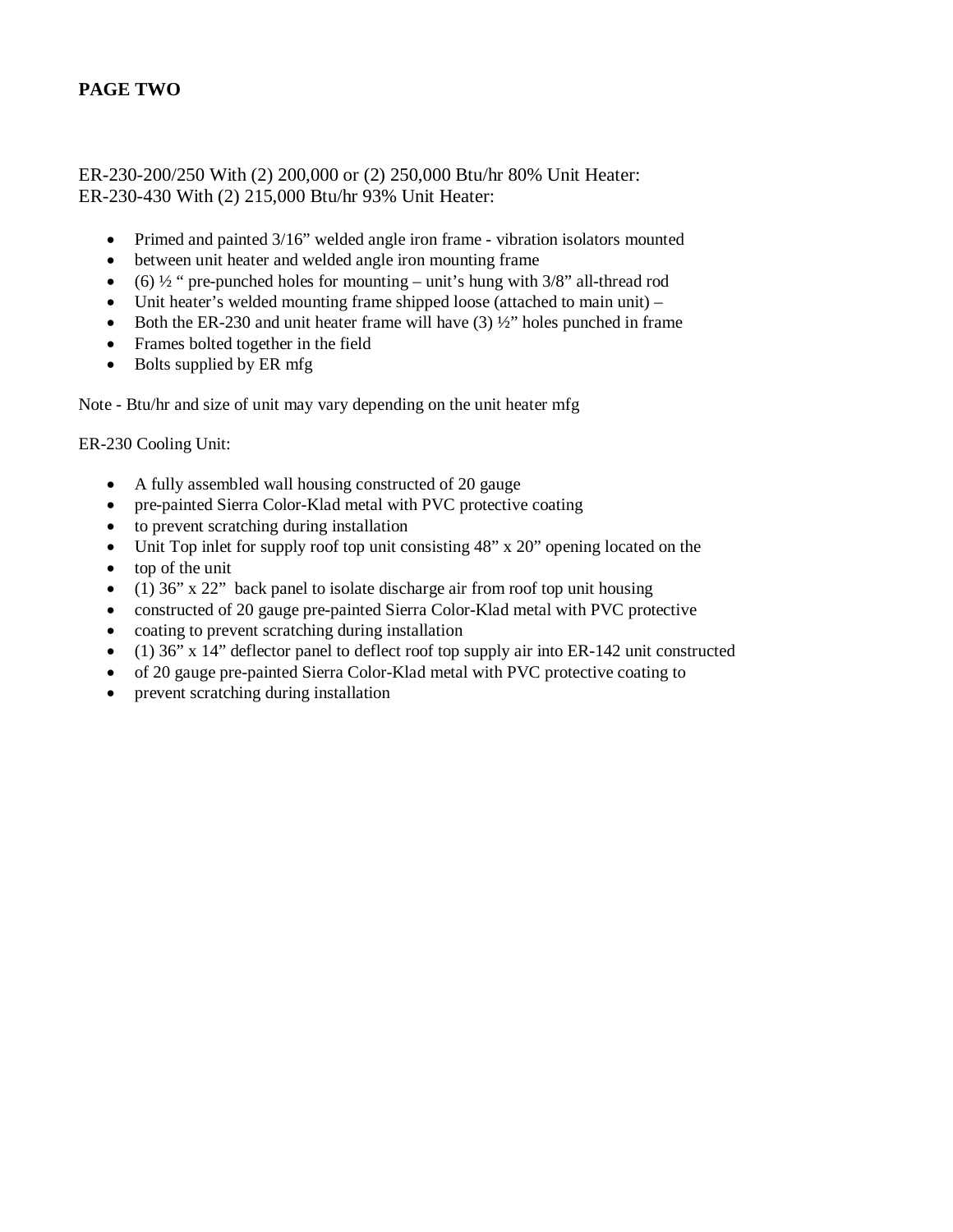**PAGE TWO**

ER-230-200/250 With (2) 200,000 or (2) 250,000 Btu/hr 80% Unit Heater:
ER-230-430 With (2) 215,000 Btu/hr 93% Unit Heater:

- Primed and painted 3/16" welded angle iron frame - vibration isolators mounted
- between unit heater and welded angle iron mounting frame
- (6) ½ " pre-punched holes for mounting – unit's hung with 3/8" all-thread rod
- Unit heater's welded mounting frame shipped loose (attached to main unit) –
- Both the ER-230 and unit heater frame will have (3) ½" holes punched in frame
- Frames bolted together in the field
- Bolts supplied by ER mfg

Note - Btu/hr and size of unit may vary depending on the unit heater mfg

ER-230 Cooling Unit:

- A fully assembled wall housing constructed of 20 gauge
- pre-painted Sierra Color-Klad metal with PVC protective coating
- to prevent scratching during installation
- Unit Top inlet for supply roof top unit consisting 48" x 20" opening located on the
- top of the unit
- (1) 36" x 22" back panel to isolate discharge air from roof top unit housing
- constructed of 20 gauge pre-painted Sierra Color-Klad metal with PVC protective
- coating to prevent scratching during installation
- (1) 36" x 14" deflector panel to deflect roof top supply air into ER-142 unit constructed
- of 20 gauge pre-painted Sierra Color-Klad metal with PVC protective coating to
- prevent scratching during installation